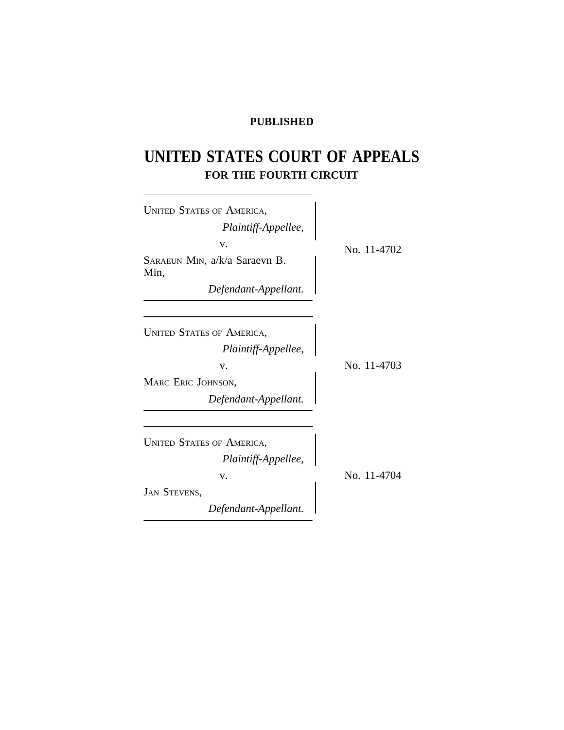**PUBLISHED**

# UNITED STATES COURT OF APPEALS

## FOR THE FOURTH CIRCUIT

---

UNITED STATES OF AMERICA,
*Plaintiff-Appellee,*

v.

SARAEUN MIN, a/k/a Saraevn B. Min,
*Defendant-Appellant.*

No. 11-4702

---

UNITED STATES OF AMERICA,
*Plaintiff-Appellee,*

v.

MARC ERIC JOHNSON,
*Defendant-Appellant.*

No. 11-4703

---

UNITED STATES OF AMERICA,
*Plaintiff-Appellee,*

v.

JAN STEVENS,
*Defendant-Appellant.*

No. 11-4704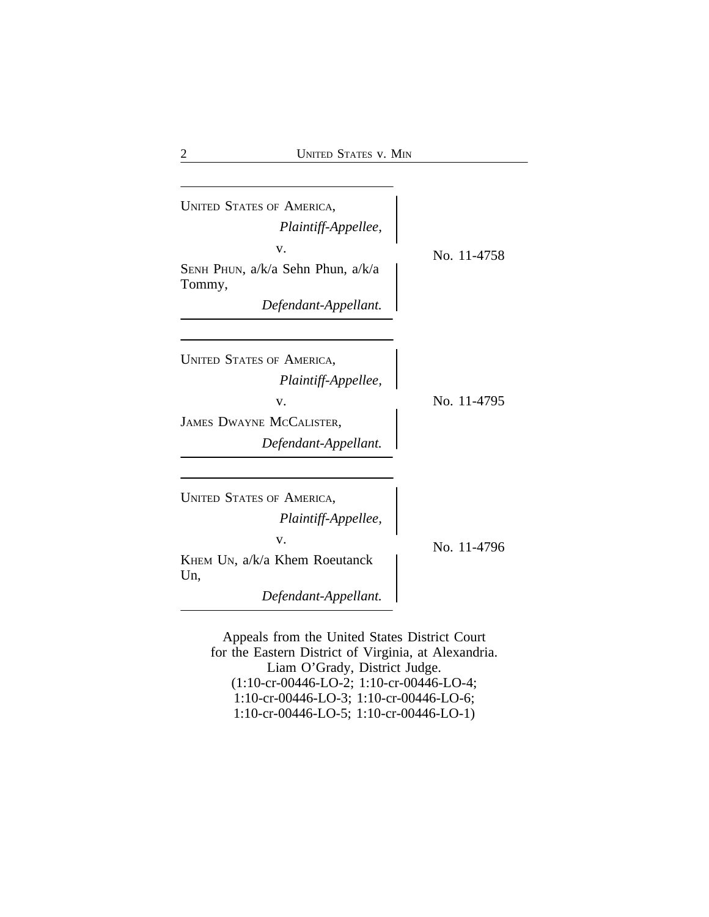UNITED STATES OF AMERICA,
*Plaintiff-Appellee,*
v.
SENH PHUN, a/k/a Sehn Phun, a/k/a Tommy,
*Defendant-Appellant.*

No. 11-4758

---

UNITED STATES OF AMERICA,
*Plaintiff-Appellee,*
v.
JAMES DWAYNE MCCALISTER,
*Defendant-Appellant.*

No. 11-4795

---

UNITED STATES OF AMERICA,
*Plaintiff-Appellee,*
v.
KHEM UN, a/k/a Khem Roeutanck Un,
*Defendant-Appellant.*

No. 11-4796

---

Appeals from the United States District Court
for the Eastern District of Virginia, at Alexandria.
Liam O'Grady, District Judge.
(1:10-cr-00446-LO-2; 1:10-cr-00446-LO-4;
1:10-cr-00446-LO-3; 1:10-cr-00446-LO-6;
1:10-cr-00446-LO-5; 1:10-cr-00446-LO-1)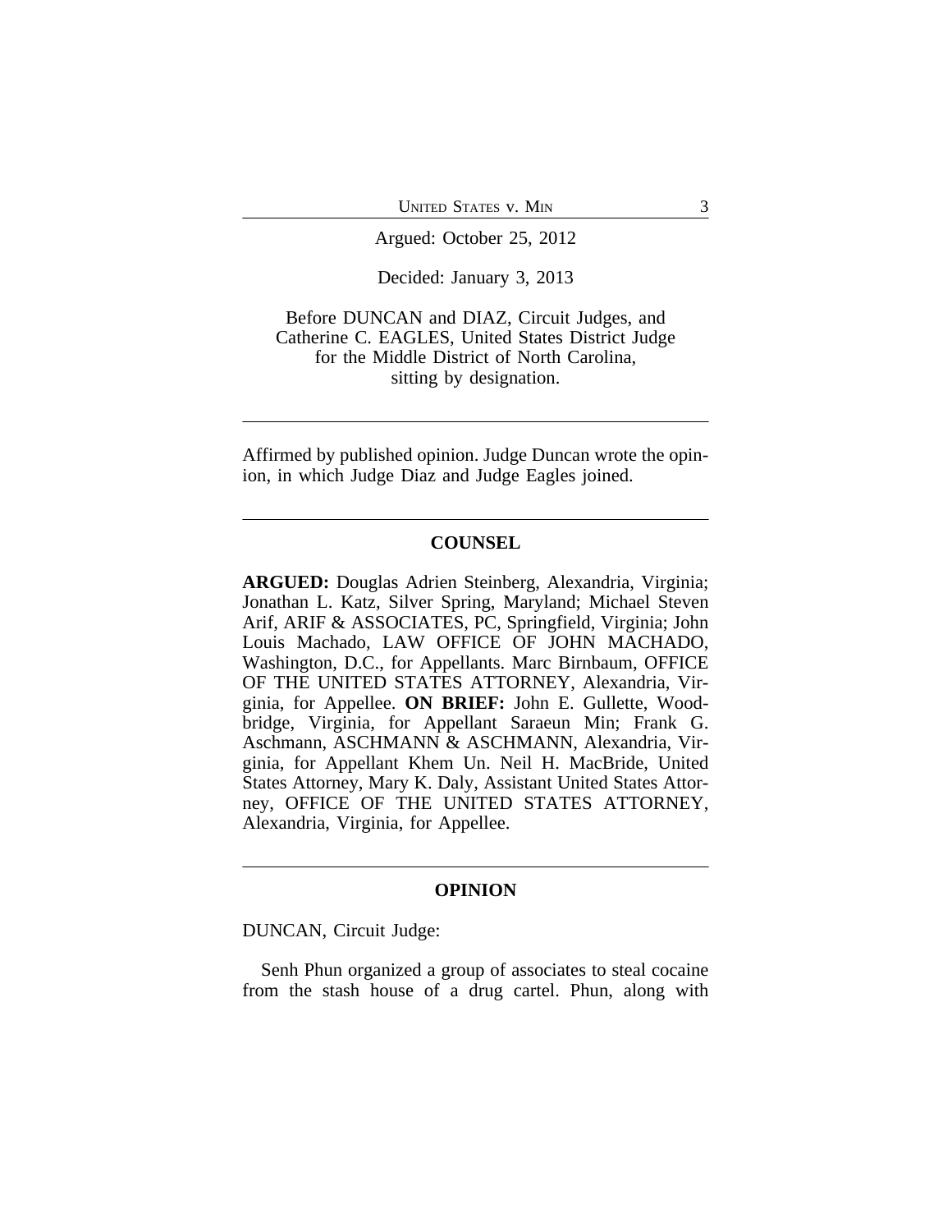Argued: October 25, 2012

Decided: January 3, 2013

Before DUNCAN and DIAZ, Circuit Judges, and Catherine C. EAGLES, United States District Judge for the Middle District of North Carolina, sitting by designation.

---

Affirmed by published opinion. Judge Duncan wrote the opinion, in which Judge Diaz and Judge Eagles joined.

---

## COUNSEL

**ARGUED:** Douglas Adrien Steinberg, Alexandria, Virginia; Jonathan L. Katz, Silver Spring, Maryland; Michael Steven Arif, ARIF & ASSOCIATES, PC, Springfield, Virginia; John Louis Machado, LAW OFFICE OF JOHN MACHADO, Washington, D.C., for Appellants. Marc Birnbaum, OFFICE OF THE UNITED STATES ATTORNEY, Alexandria, Virginia, for Appellee. **ON BRIEF:** John E. Gullette, Woodbridge, Virginia, for Appellant Saraeun Min; Frank G. Aschmann, ASCHMANN & ASCHMANN, Alexandria, Virginia, for Appellant Khem Un. Neil H. MacBride, United States Attorney, Mary K. Daly, Assistant United States Attorney, OFFICE OF THE UNITED STATES ATTORNEY, Alexandria, Virginia, for Appellee.

---

## OPINION

DUNCAN, Circuit Judge:

Senh Phun organized a group of associates to steal cocaine from the stash house of a drug cartel. Phun, along with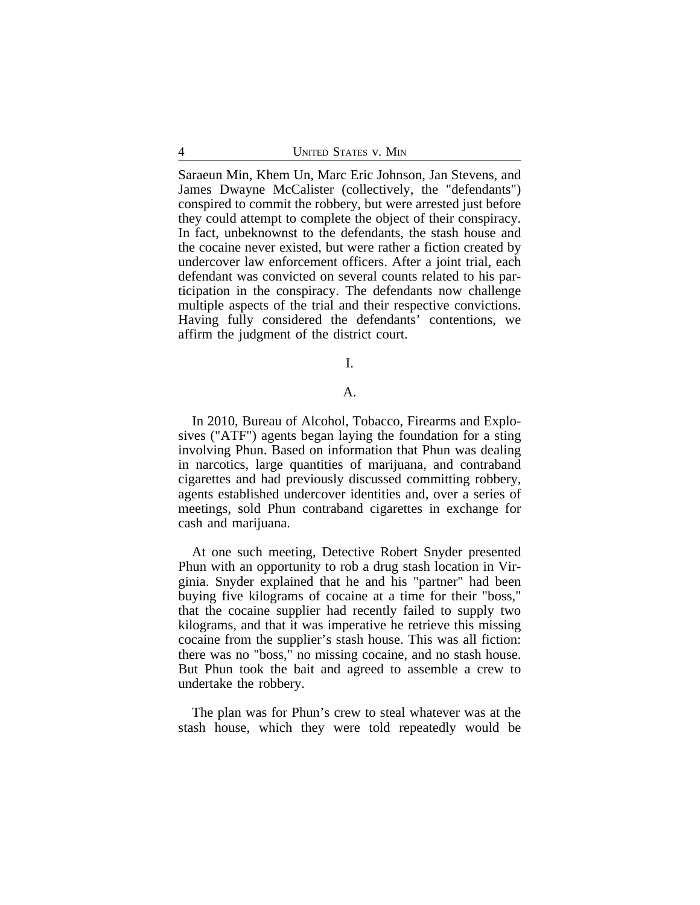Saraeun Min, Khem Un, Marc Eric Johnson, Jan Stevens, and James Dwayne McCalister (collectively, the "defendants") conspired to commit the robbery, but were arrested just before they could attempt to complete the object of their conspiracy. In fact, unbeknownst to the defendants, the stash house and the cocaine never existed, but were rather a fiction created by undercover law enforcement officers. After a joint trial, each defendant was convicted on several counts related to his participation in the conspiracy. The defendants now challenge multiple aspects of the trial and their respective convictions. Having fully considered the defendants' contentions, we affirm the judgment of the district court.

## I.

### A.

In 2010, Bureau of Alcohol, Tobacco, Firearms and Explosives ("ATF") agents began laying the foundation for a sting involving Phun. Based on information that Phun was dealing in narcotics, large quantities of marijuana, and contraband cigarettes and had previously discussed committing robbery, agents established undercover identities and, over a series of meetings, sold Phun contraband cigarettes in exchange for cash and marijuana.

At one such meeting, Detective Robert Snyder presented Phun with an opportunity to rob a drug stash location in Virginia. Snyder explained that he and his "partner" had been buying five kilograms of cocaine at a time for their "boss," that the cocaine supplier had recently failed to supply two kilograms, and that it was imperative he retrieve this missing cocaine from the supplier's stash house. This was all fiction: there was no "boss," no missing cocaine, and no stash house. But Phun took the bait and agreed to assemble a crew to undertake the robbery.

The plan was for Phun's crew to steal whatever was at the stash house, which they were told repeatedly would be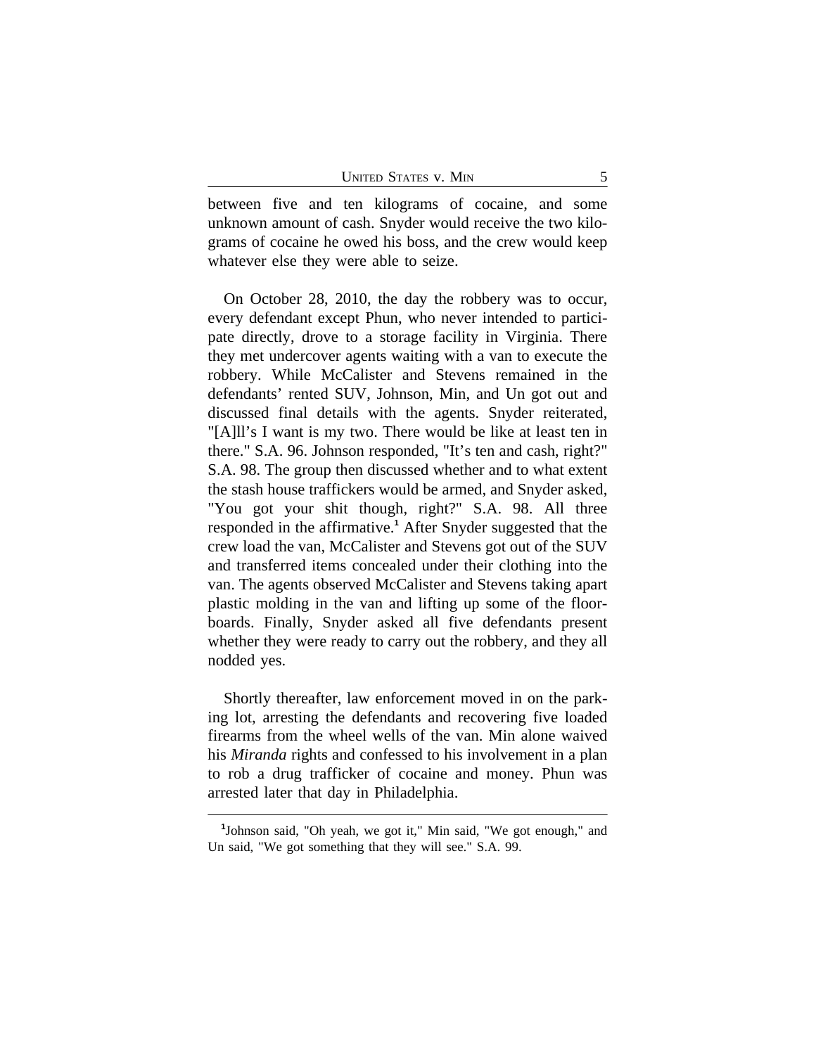between five and ten kilograms of cocaine, and some unknown amount of cash. Snyder would receive the two kilograms of cocaine he owed his boss, and the crew would keep whatever else they were able to seize.

On October 28, 2010, the day the robbery was to occur, every defendant except Phun, who never intended to participate directly, drove to a storage facility in Virginia. There they met undercover agents waiting with a van to execute the robbery. While McCalister and Stevens remained in the defendants' rented SUV, Johnson, Min, and Un got out and discussed final details with the agents. Snyder reiterated, "[A]ll's I want is my two. There would be like at least ten in there." S.A. 96. Johnson responded, "It's ten and cash, right?" S.A. 98. The group then discussed whether and to what extent the stash house traffickers would be armed, and Snyder asked, "You got your shit though, right?" S.A. 98. All three responded in the affirmative.[1] After Snyder suggested that the crew load the van, McCalister and Stevens got out of the SUV and transferred items concealed under their clothing into the van. The agents observed McCalister and Stevens taking apart plastic molding in the van and lifting up some of the floorboards. Finally, Snyder asked all five defendants present whether they were ready to carry out the robbery, and they all nodded yes.

Shortly thereafter, law enforcement moved in on the parking lot, arresting the defendants and recovering five loaded firearms from the wheel wells of the van. Min alone waived his *Miranda* rights and confessed to his involvement in a plan to rob a drug trafficker of cocaine and money. Phun was arrested later that day in Philadelphia.

---

[1] Johnson said, "Oh yeah, we got it," Min said, "We got enough," and Un said, "We got something that they will see." S.A. 99.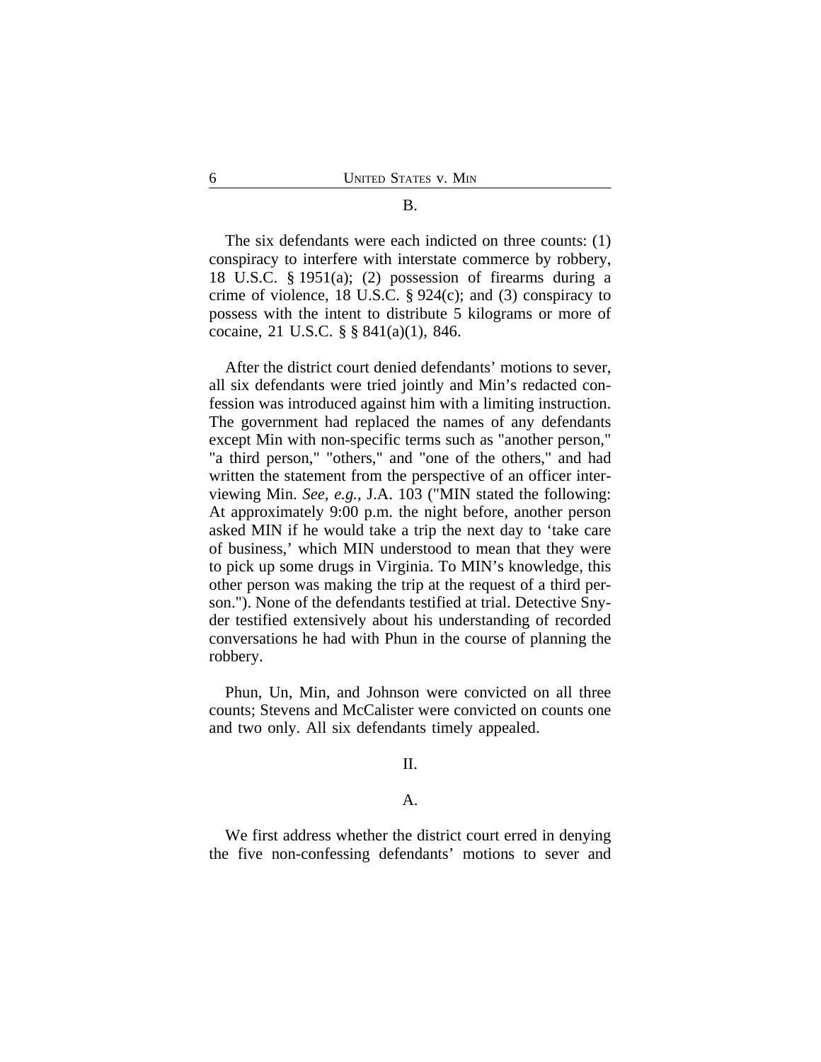B.

The six defendants were each indicted on three counts: (1) conspiracy to interfere with interstate commerce by robbery, 18 U.S.C. § 1951(a); (2) possession of firearms during a crime of violence, 18 U.S.C. § 924(c); and (3) conspiracy to possess with the intent to distribute 5 kilograms or more of cocaine, 21 U.S.C. § § 841(a)(1), 846.

After the district court denied defendants' motions to sever, all six defendants were tried jointly and Min's redacted confession was introduced against him with a limiting instruction. The government had replaced the names of any defendants except Min with non-specific terms such as "another person," "a third person," "others," and "one of the others," and had written the statement from the perspective of an officer interviewing Min. *See, e.g.*, J.A. 103 ("MIN stated the following: At approximately 9:00 p.m. the night before, another person asked MIN if he would take a trip the next day to 'take care of business,' which MIN understood to mean that they were to pick up some drugs in Virginia. To MIN's knowledge, this other person was making the trip at the request of a third person."). None of the defendants testified at trial. Detective Snyder testified extensively about his understanding of recorded conversations he had with Phun in the course of planning the robbery.

Phun, Un, Min, and Johnson were convicted on all three counts; Stevens and McCalister were convicted on counts one and two only. All six defendants timely appealed.

II.

A.

We first address whether the district court erred in denying the five non-confessing defendants' motions to sever and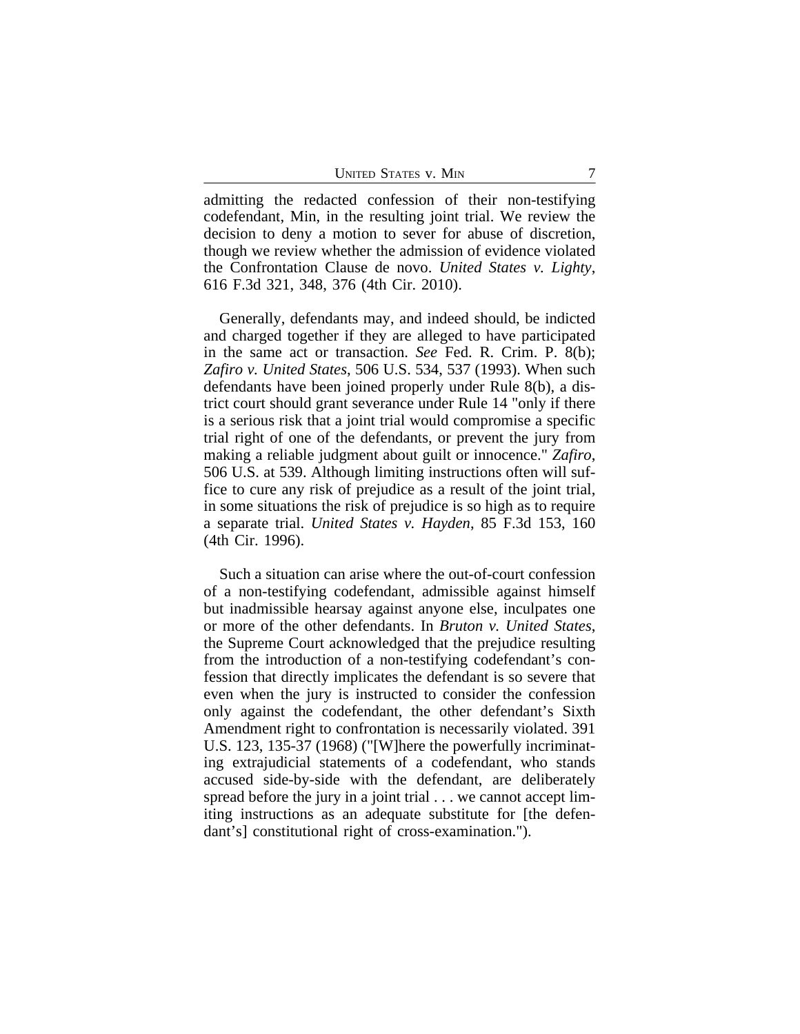admitting the redacted confession of their non-testifying codefendant, Min, in the resulting joint trial. We review the decision to deny a motion to sever for abuse of discretion, though we review whether the admission of evidence violated the Confrontation Clause de novo. *United States v. Lighty*, 616 F.3d 321, 348, 376 (4th Cir. 2010).

Generally, defendants may, and indeed should, be indicted and charged together if they are alleged to have participated in the same act or transaction. *See* Fed. R. Crim. P. 8(b); *Zafiro v. United States*, 506 U.S. 534, 537 (1993). When such defendants have been joined properly under Rule 8(b), a district court should grant severance under Rule 14 "only if there is a serious risk that a joint trial would compromise a specific trial right of one of the defendants, or prevent the jury from making a reliable judgment about guilt or innocence." *Zafiro*, 506 U.S. at 539. Although limiting instructions often will suffice to cure any risk of prejudice as a result of the joint trial, in some situations the risk of prejudice is so high as to require a separate trial. *United States v. Hayden*, 85 F.3d 153, 160 (4th Cir. 1996).

Such a situation can arise where the out-of-court confession of a non-testifying codefendant, admissible against himself but inadmissible hearsay against anyone else, inculpates one or more of the other defendants. In *Bruton v. United States*, the Supreme Court acknowledged that the prejudice resulting from the introduction of a non-testifying codefendant's confession that directly implicates the defendant is so severe that even when the jury is instructed to consider the confession only against the codefendant, the other defendant's Sixth Amendment right to confrontation is necessarily violated. 391 U.S. 123, 135-37 (1968) ("[W]here the powerfully incriminating extrajudicial statements of a codefendant, who stands accused side-by-side with the defendant, are deliberately spread before the jury in a joint trial . . . we cannot accept limiting instructions as an adequate substitute for [the defendant's] constitutional right of cross-examination.").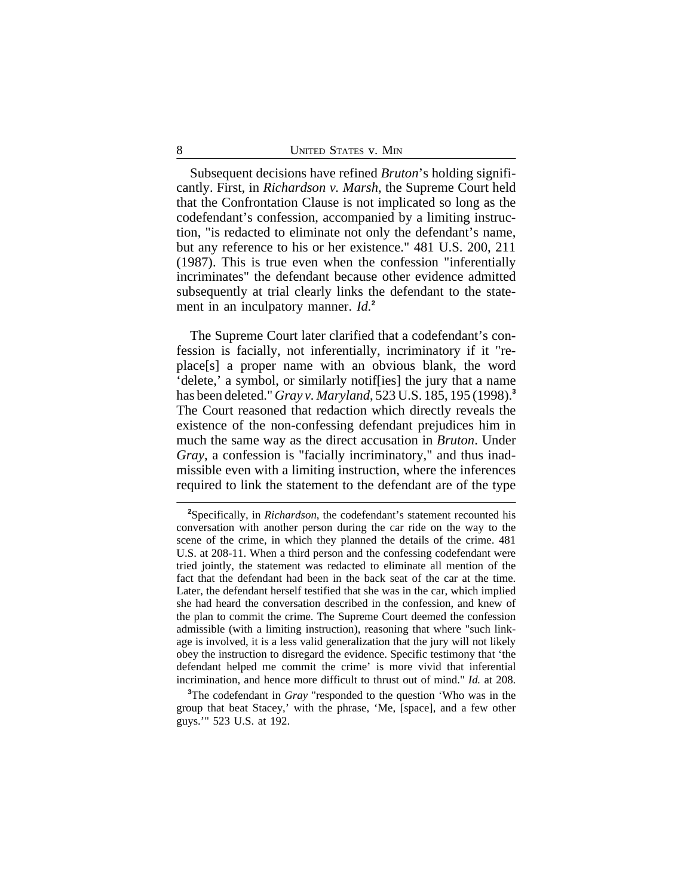Subsequent decisions have refined *Bruton*'s holding significantly. First, in *Richardson v. Marsh*, the Supreme Court held that the Confrontation Clause is not implicated so long as the codefendant's confession, accompanied by a limiting instruction, "is redacted to eliminate not only the defendant's name, but any reference to his or her existence." 481 U.S. 200, 211 (1987). This is true even when the confession "inferentially incriminates" the defendant because other evidence admitted subsequently at trial clearly links the defendant to the statement in an inculpatory manner. *Id.*[2]

The Supreme Court later clarified that a codefendant's confession is facially, not inferentially, incriminatory if it "replace[s] a proper name with an obvious blank, the word 'delete,' a symbol, or similarly notif[ies] the jury that a name has been deleted." *Gray v. Maryland*, 523 U.S. 185, 195 (1998).[3] The Court reasoned that redaction which directly reveals the existence of the non-confessing defendant prejudices him in much the same way as the direct accusation in *Bruton*. Under *Gray*, a confession is "facially incriminatory," and thus inadmissible even with a limiting instruction, where the inferences required to link the statement to the defendant are of the type

---

[2]Specifically, in *Richardson*, the codefendant's statement recounted his conversation with another person during the car ride on the way to the scene of the crime, in which they planned the details of the crime. 481 U.S. at 208-11. When a third person and the confessing codefendant were tried jointly, the statement was redacted to eliminate all mention of the fact that the defendant had been in the back seat of the car at the time. Later, the defendant herself testified that she was in the car, which implied she had heard the conversation described in the confession, and knew of the plan to commit the crime. The Supreme Court deemed the confession admissible (with a limiting instruction), reasoning that where "such linkage is involved, it is a less valid generalization that the jury will not likely obey the instruction to disregard the evidence. Specific testimony that 'the defendant helped me commit the crime' is more vivid that inferential incrimination, and hence more difficult to thrust out of mind." *Id.* at 208.

[3]The codefendant in *Gray* "responded to the question 'Who was in the group that beat Stacey,' with the phrase, 'Me, [space], and a few other guys.'" 523 U.S. at 192.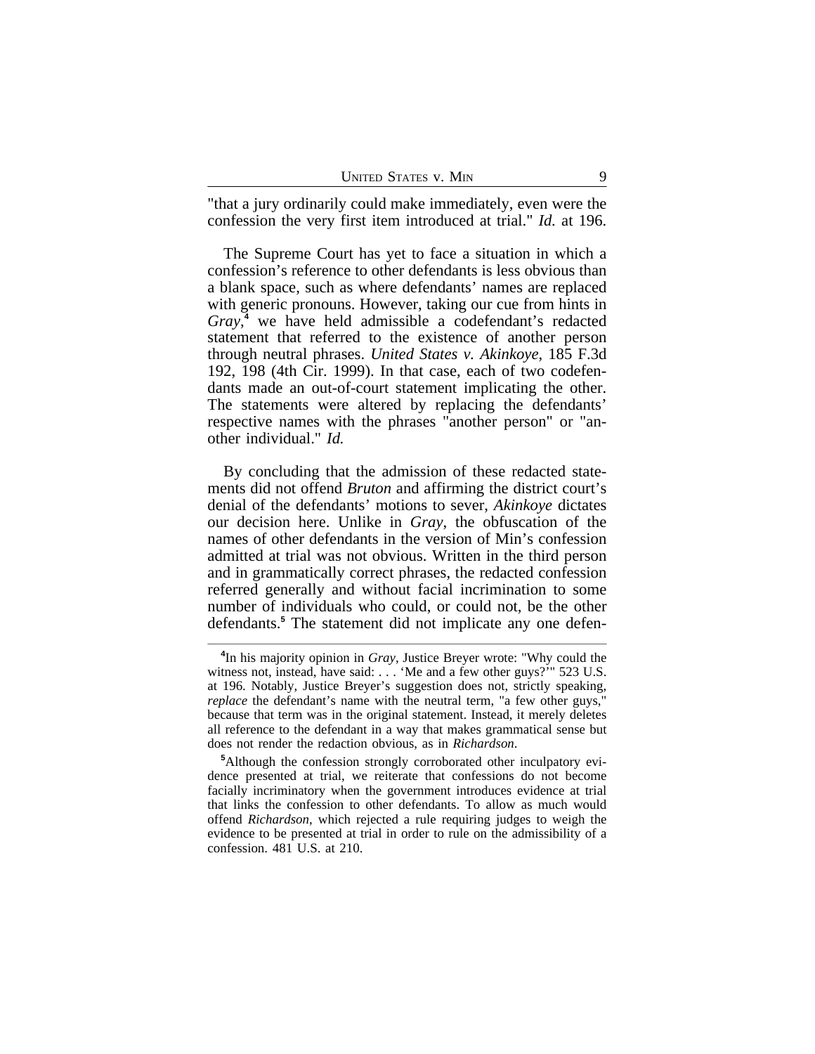"that a jury ordinarily could make immediately, even were the confession the very first item introduced at trial." *Id.* at 196.

The Supreme Court has yet to face a situation in which a confession's reference to other defendants is less obvious than a blank space, such as where defendants' names are replaced with generic pronouns. However, taking our cue from hints in *Gray*,[4] we have held admissible a codefendant's redacted statement that referred to the existence of another person through neutral phrases. *United States v. Akinkoye*, 185 F.3d 192, 198 (4th Cir. 1999). In that case, each of two codefendants made an out-of-court statement implicating the other. The statements were altered by replacing the defendants' respective names with the phrases "another person" or "another individual." *Id.*

By concluding that the admission of these redacted statements did not offend *Bruton* and affirming the district court's denial of the defendants' motions to sever, *Akinkoye* dictates our decision here. Unlike in *Gray*, the obfuscation of the names of other defendants in the version of Min's confession admitted at trial was not obvious. Written in the third person and in grammatically correct phrases, the redacted confession referred generally and without facial incrimination to some number of individuals who could, or could not, be the other defendants.[5] The statement did not implicate any one defen-

---

[4]In his majority opinion in *Gray*, Justice Breyer wrote: "Why could the witness not, instead, have said: . . . 'Me and a few other guys?'" 523 U.S. at 196. Notably, Justice Breyer's suggestion does not, strictly speaking, *replace* the defendant's name with the neutral term, "a few other guys," because that term was in the original statement. Instead, it merely deletes all reference to the defendant in a way that makes grammatical sense but does not render the redaction obvious, as in *Richardson*.

[5]Although the confession strongly corroborated other inculpatory evidence presented at trial, we reiterate that confessions do not become facially incriminatory when the government introduces evidence at trial that links the confession to other defendants. To allow as much would offend *Richardson*, which rejected a rule requiring judges to weigh the evidence to be presented at trial in order to rule on the admissibility of a confession. 481 U.S. at 210.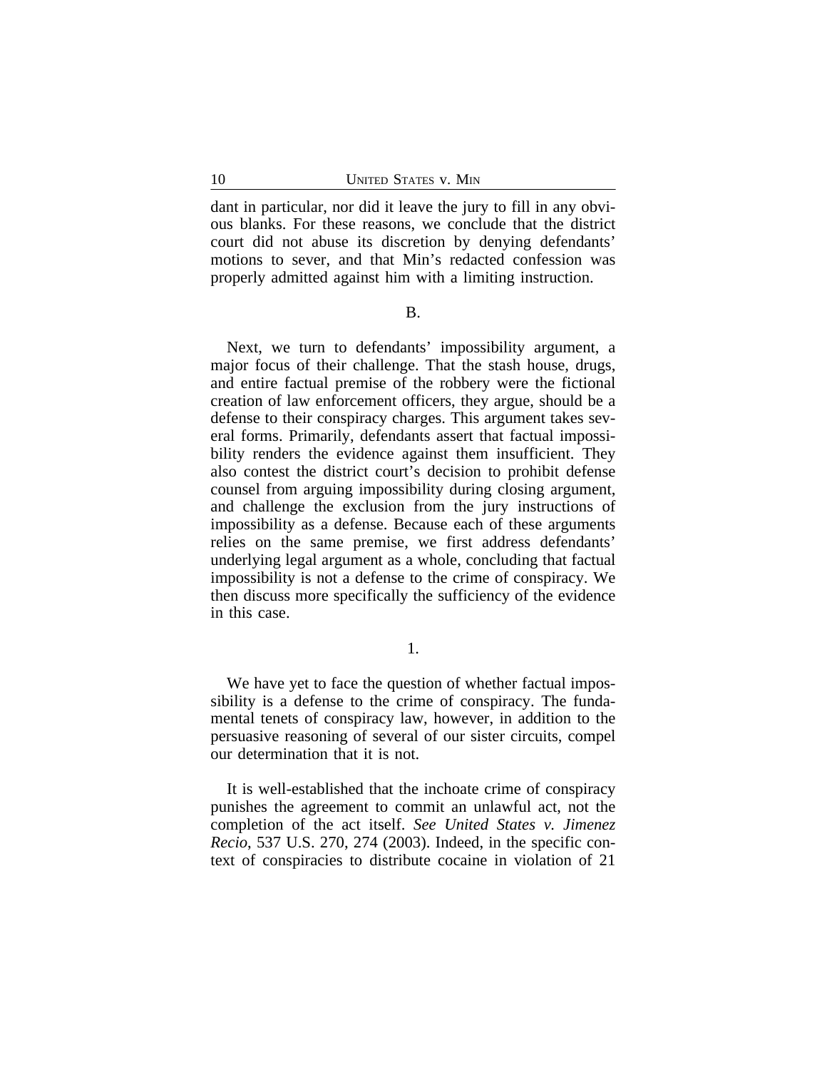dant in particular, nor did it leave the jury to fill in any obvious blanks. For these reasons, we conclude that the district court did not abuse its discretion by denying defendants' motions to sever, and that Min's redacted confession was properly admitted against him with a limiting instruction.

### B.

Next, we turn to defendants' impossibility argument, a major focus of their challenge. That the stash house, drugs, and entire factual premise of the robbery were the fictional creation of law enforcement officers, they argue, should be a defense to their conspiracy charges. This argument takes several forms. Primarily, defendants assert that factual impossibility renders the evidence against them insufficient. They also contest the district court's decision to prohibit defense counsel from arguing impossibility during closing argument, and challenge the exclusion from the jury instructions of impossibility as a defense. Because each of these arguments relies on the same premise, we first address defendants' underlying legal argument as a whole, concluding that factual impossibility is not a defense to the crime of conspiracy. We then discuss more specifically the sufficiency of the evidence in this case.

#### 1.

We have yet to face the question of whether factual impossibility is a defense to the crime of conspiracy. The fundamental tenets of conspiracy law, however, in addition to the persuasive reasoning of several of our sister circuits, compel our determination that it is not.

It is well-established that the inchoate crime of conspiracy punishes the agreement to commit an unlawful act, not the completion of the act itself. *See United States v. Jimenez Recio*, 537 U.S. 270, 274 (2003). Indeed, in the specific context of conspiracies to distribute cocaine in violation of 21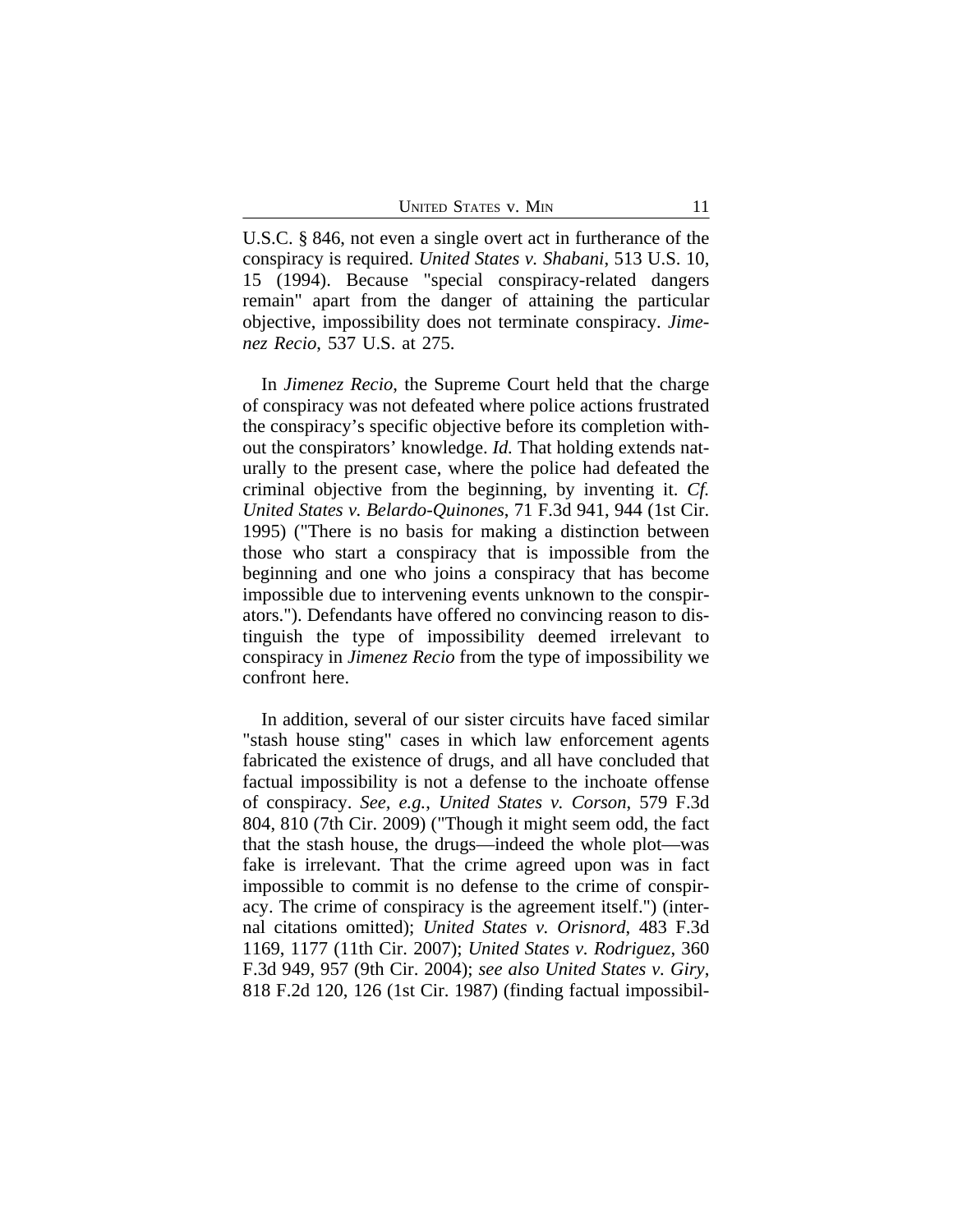U.S.C. § 846, not even a single overt act in furtherance of the conspiracy is required. *United States v. Shabani*, 513 U.S. 10, 15 (1994). Because "special conspiracy-related dangers remain" apart from the danger of attaining the particular objective, impossibility does not terminate conspiracy. *Jimenez Recio*, 537 U.S. at 275.

In *Jimenez Recio*, the Supreme Court held that the charge of conspiracy was not defeated where police actions frustrated the conspiracy's specific objective before its completion without the conspirators' knowledge. *Id.* That holding extends naturally to the present case, where the police had defeated the criminal objective from the beginning, by inventing it. *Cf. United States v. Belardo-Quinones*, 71 F.3d 941, 944 (1st Cir. 1995) ("There is no basis for making a distinction between those who start a conspiracy that is impossible from the beginning and one who joins a conspiracy that has become impossible due to intervening events unknown to the conspirators."). Defendants have offered no convincing reason to distinguish the type of impossibility deemed irrelevant to conspiracy in *Jimenez Recio* from the type of impossibility we confront here.

In addition, several of our sister circuits have faced similar "stash house sting" cases in which law enforcement agents fabricated the existence of drugs, and all have concluded that factual impossibility is not a defense to the inchoate offense of conspiracy. *See, e.g.*, *United States v. Corson*, 579 F.3d 804, 810 (7th Cir. 2009) ("Though it might seem odd, the fact that the stash house, the drugs—indeed the whole plot—was fake is irrelevant. That the crime agreed upon was in fact impossible to commit is no defense to the crime of conspiracy. The crime of conspiracy is the agreement itself.") (internal citations omitted); *United States v. Orisnord*, 483 F.3d 1169, 1177 (11th Cir. 2007); *United States v. Rodriguez*, 360 F.3d 949, 957 (9th Cir. 2004); *see also United States v. Giry*, 818 F.2d 120, 126 (1st Cir. 1987) (finding factual impossibil-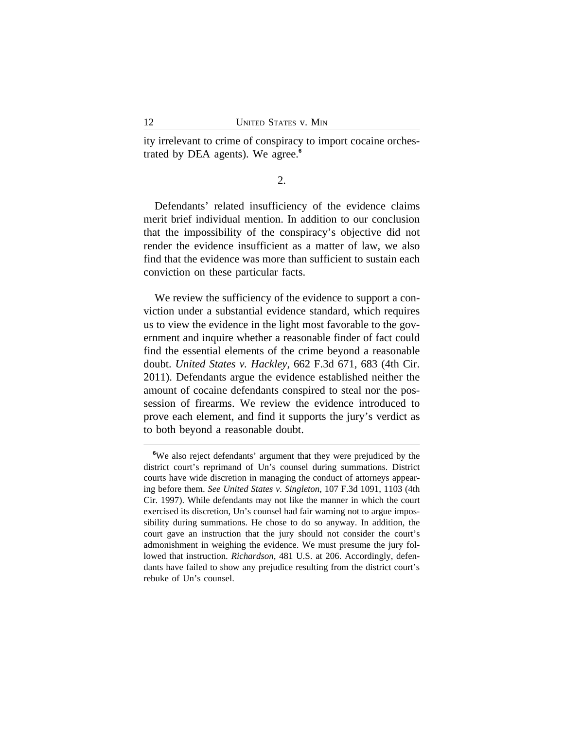ity irrelevant to crime of conspiracy to import cocaine orchestrated by DEA agents). We agree.[6]

2.

Defendants' related insufficiency of the evidence claims merit brief individual mention. In addition to our conclusion that the impossibility of the conspiracy's objective did not render the evidence insufficient as a matter of law, we also find that the evidence was more than sufficient to sustain each conviction on these particular facts.

We review the sufficiency of the evidence to support a conviction under a substantial evidence standard, which requires us to view the evidence in the light most favorable to the government and inquire whether a reasonable finder of fact could find the essential elements of the crime beyond a reasonable doubt. *United States v. Hackley*, 662 F.3d 671, 683 (4th Cir. 2011). Defendants argue the evidence established neither the amount of cocaine defendants conspired to steal nor the possession of firearms. We review the evidence introduced to prove each element, and find it supports the jury's verdict as to both beyond a reasonable doubt.

---

[6] We also reject defendants' argument that they were prejudiced by the district court's reprimand of Un's counsel during summations. District courts have wide discretion in managing the conduct of attorneys appearing before them. *See United States v. Singleton*, 107 F.3d 1091, 1103 (4th Cir. 1997). While defendants may not like the manner in which the court exercised its discretion, Un's counsel had fair warning not to argue impossibility during summations. He chose to do so anyway. In addition, the court gave an instruction that the jury should not consider the court's admonishment in weighing the evidence. We must presume the jury followed that instruction. *Richardson*, 481 U.S. at 206. Accordingly, defendants have failed to show any prejudice resulting from the district court's rebuke of Un's counsel.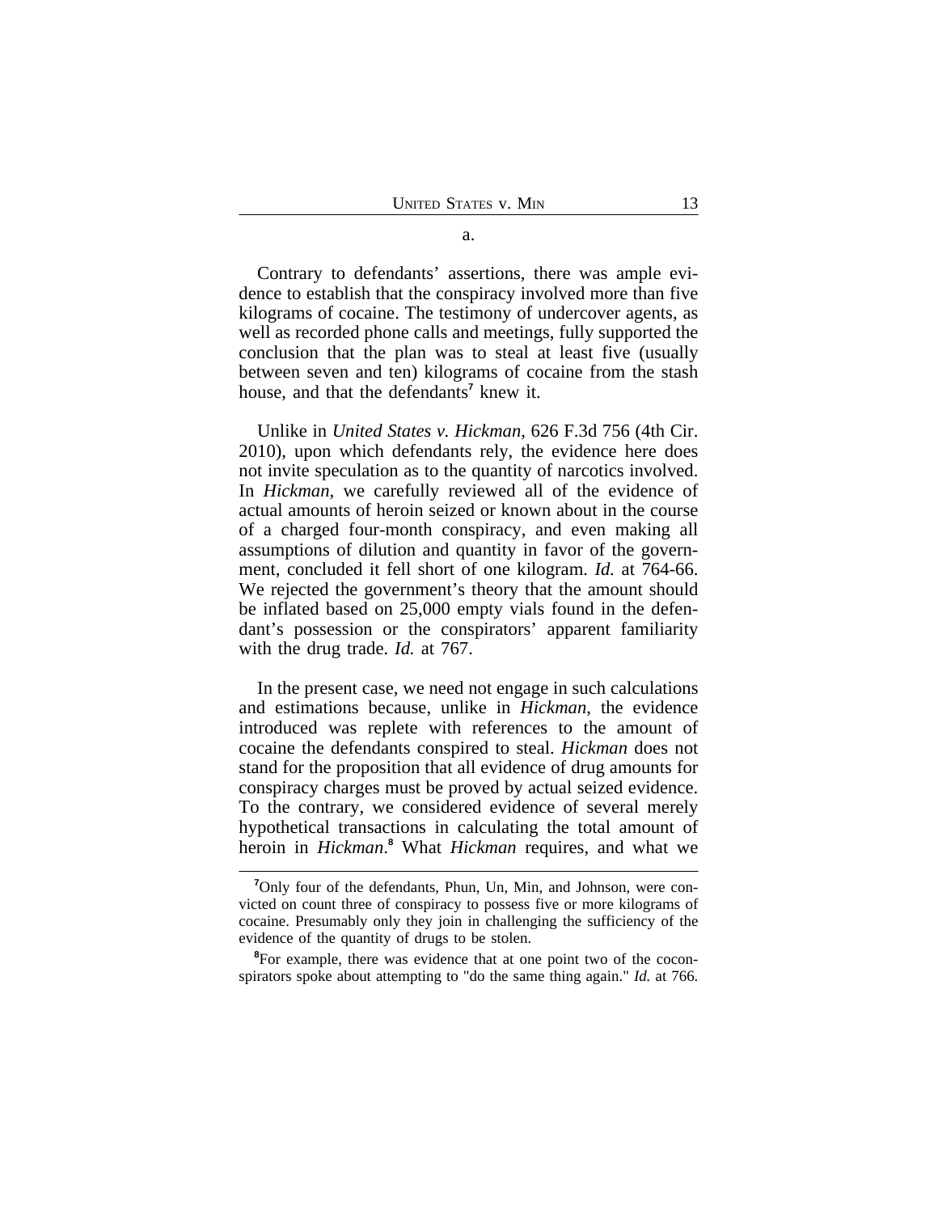a.

Contrary to defendants' assertions, there was ample evidence to establish that the conspiracy involved more than five kilograms of cocaine. The testimony of undercover agents, as well as recorded phone calls and meetings, fully supported the conclusion that the plan was to steal at least five (usually between seven and ten) kilograms of cocaine from the stash house, and that the defendants[7] knew it.

Unlike in *United States v. Hickman*, 626 F.3d 756 (4th Cir. 2010), upon which defendants rely, the evidence here does not invite speculation as to the quantity of narcotics involved. In *Hickman*, we carefully reviewed all of the evidence of actual amounts of heroin seized or known about in the course of a charged four-month conspiracy, and even making all assumptions of dilution and quantity in favor of the government, concluded it fell short of one kilogram. *Id.* at 764-66. We rejected the government's theory that the amount should be inflated based on 25,000 empty vials found in the defendant's possession or the conspirators' apparent familiarity with the drug trade. *Id.* at 767.

In the present case, we need not engage in such calculations and estimations because, unlike in *Hickman*, the evidence introduced was replete with references to the amount of cocaine the defendants conspired to steal. *Hickman* does not stand for the proposition that all evidence of drug amounts for conspiracy charges must be proved by actual seized evidence. To the contrary, we considered evidence of several merely hypothetical transactions in calculating the total amount of heroin in *Hickman*.[8] What *Hickman* requires, and what we

---

[7] Only four of the defendants, Phun, Un, Min, and Johnson, were convicted on count three of conspiracy to possess five or more kilograms of cocaine. Presumably only they join in challenging the sufficiency of the evidence of the quantity of drugs to be stolen.

[8] For example, there was evidence that at one point two of the coconspirators spoke about attempting to "do the same thing again." *Id.* at 766.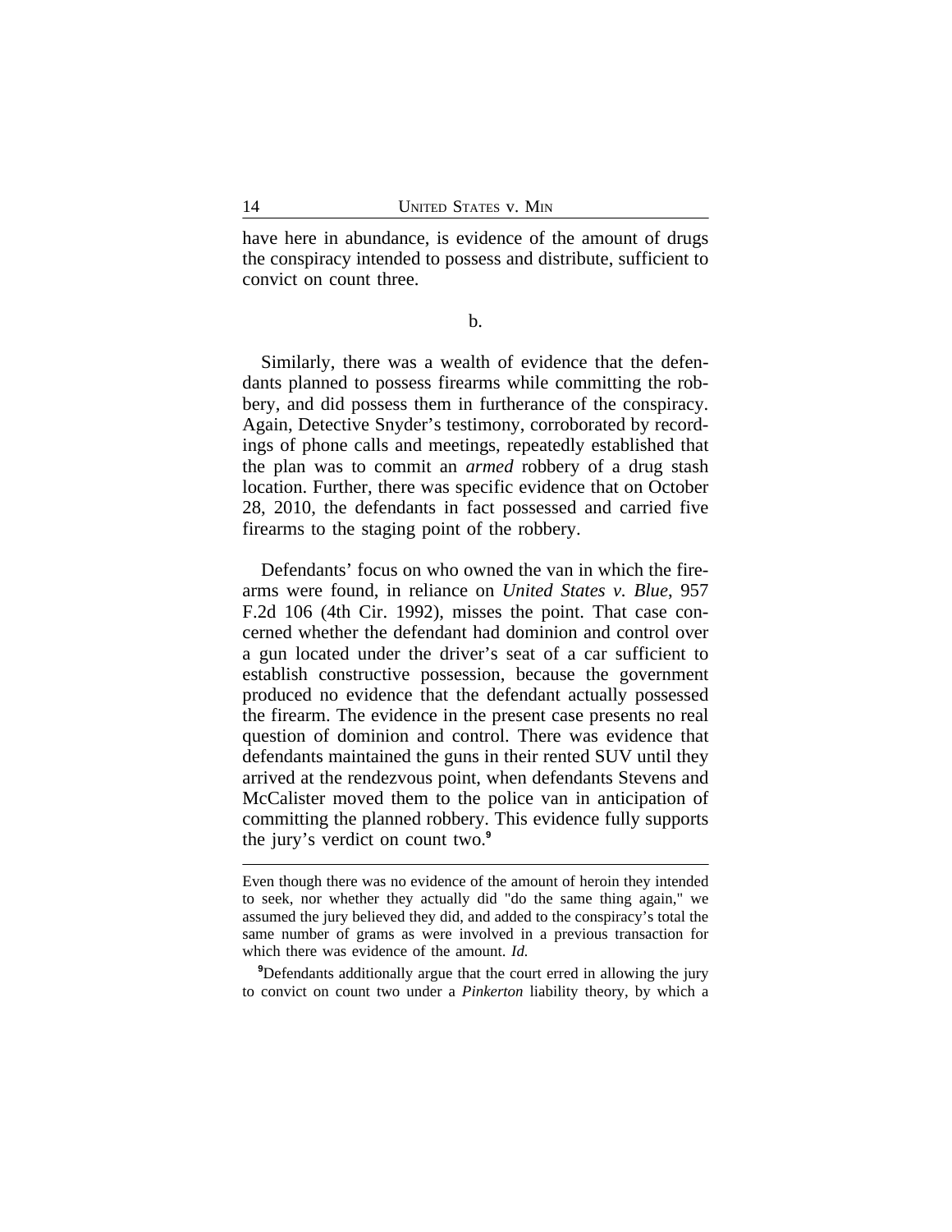have here in abundance, is evidence of the amount of drugs the conspiracy intended to possess and distribute, sufficient to convict on count three.

b.

Similarly, there was a wealth of evidence that the defendants planned to possess firearms while committing the robbery, and did possess them in furtherance of the conspiracy. Again, Detective Snyder's testimony, corroborated by recordings of phone calls and meetings, repeatedly established that the plan was to commit an *armed* robbery of a drug stash location. Further, there was specific evidence that on October 28, 2010, the defendants in fact possessed and carried five firearms to the staging point of the robbery.

Defendants' focus on who owned the van in which the firearms were found, in reliance on *United States v. Blue*, 957 F.2d 106 (4th Cir. 1992), misses the point. That case concerned whether the defendant had dominion and control over a gun located under the driver's seat of a car sufficient to establish constructive possession, because the government produced no evidence that the defendant actually possessed the firearm. The evidence in the present case presents no real question of dominion and control. There was evidence that defendants maintained the guns in their rented SUV until they arrived at the rendezvous point, when defendants Stevens and McCalister moved them to the police van in anticipation of committing the planned robbery. This evidence fully supports the jury's verdict on count two.[9]

---

Even though there was no evidence of the amount of heroin they intended to seek, nor whether they actually did "do the same thing again," we assumed the jury believed they did, and added to the conspiracy's total the same number of grams as were involved in a previous transaction for which there was evidence of the amount. *Id.*

[9]Defendants additionally argue that the court erred in allowing the jury to convict on count two under a *Pinkerton* liability theory, by which a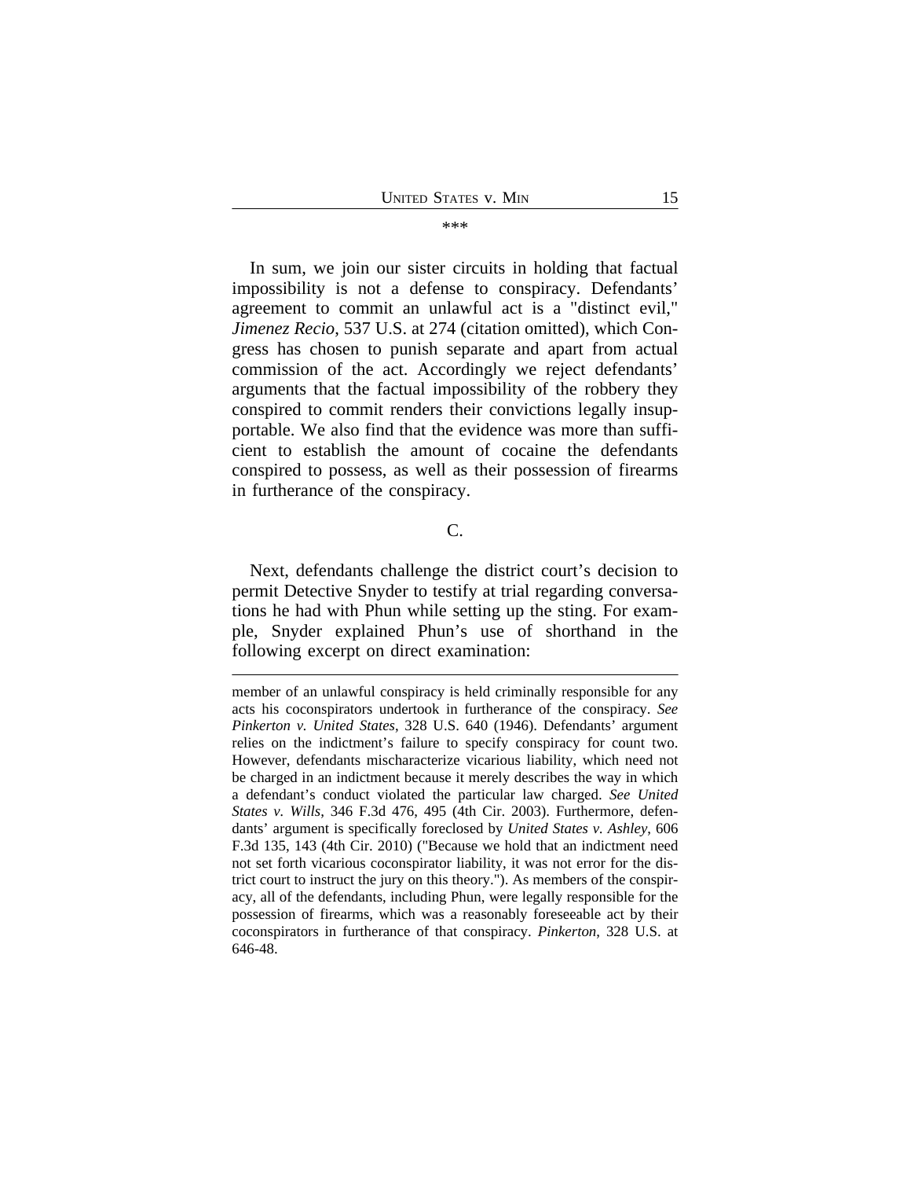\*\*\*

In sum, we join our sister circuits in holding that factual impossibility is not a defense to conspiracy. Defendants' agreement to commit an unlawful act is a "distinct evil," *Jimenez Recio*, 537 U.S. at 274 (citation omitted), which Congress has chosen to punish separate and apart from actual commission of the act. Accordingly we reject defendants' arguments that the factual impossibility of the robbery they conspired to commit renders their convictions legally insupportable. We also find that the evidence was more than sufficient to establish the amount of cocaine the defendants conspired to possess, as well as their possession of firearms in furtherance of the conspiracy.

### C.

Next, defendants challenge the district court's decision to permit Detective Snyder to testify at trial regarding conversations he had with Phun while setting up the sting. For example, Snyder explained Phun's use of shorthand in the following excerpt on direct examination:

---

member of an unlawful conspiracy is held criminally responsible for any acts his coconspirators undertook in furtherance of the conspiracy. *See Pinkerton v. United States*, 328 U.S. 640 (1946). Defendants' argument relies on the indictment's failure to specify conspiracy for count two. However, defendants mischaracterize vicarious liability, which need not be charged in an indictment because it merely describes the way in which a defendant's conduct violated the particular law charged. *See United States v. Wills*, 346 F.3d 476, 495 (4th Cir. 2003). Furthermore, defendants' argument is specifically foreclosed by *United States v. Ashley*, 606 F.3d 135, 143 (4th Cir. 2010) ("Because we hold that an indictment need not set forth vicarious coconspirator liability, it was not error for the district court to instruct the jury on this theory."). As members of the conspiracy, all of the defendants, including Phun, were legally responsible for the possession of firearms, which was a reasonably foreseeable act by their coconspirators in furtherance of that conspiracy. *Pinkerton*, 328 U.S. at 646-48.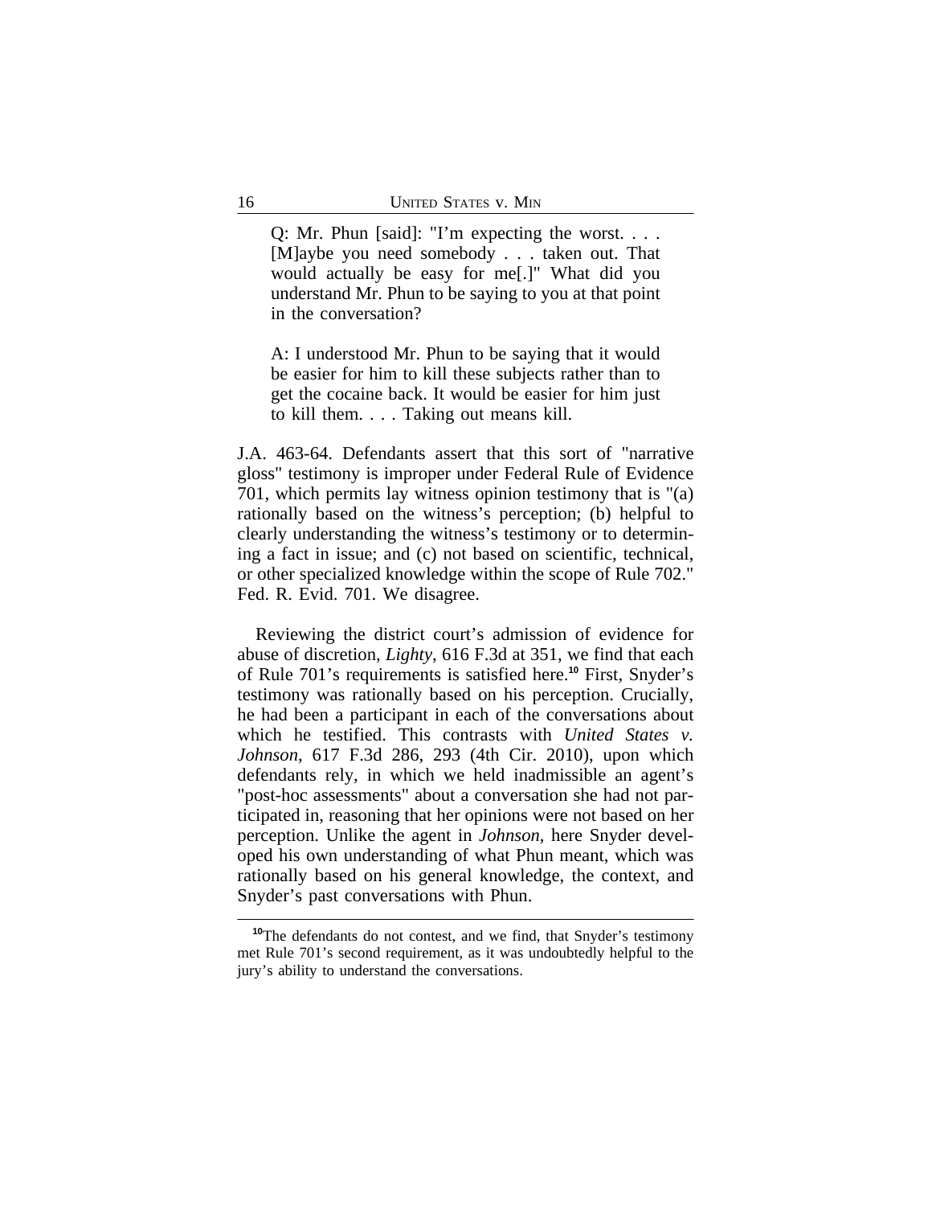> Q: Mr. Phun [said]: "I'm expecting the worst. . . . [M]aybe you need somebody . . . taken out. That would actually be easy for me[.]" What did you understand Mr. Phun to be saying to you at that point in the conversation?
>
> A: I understood Mr. Phun to be saying that it would be easier for him to kill these subjects rather than to get the cocaine back. It would be easier for him just to kill them. . . . Taking out means kill.

J.A. 463-64. Defendants assert that this sort of "narrative gloss" testimony is improper under Federal Rule of Evidence 701, which permits lay witness opinion testimony that is "(a) rationally based on the witness's perception; (b) helpful to clearly understanding the witness's testimony or to determining a fact in issue; and (c) not based on scientific, technical, or other specialized knowledge within the scope of Rule 702." Fed. R. Evid. 701. We disagree.

Reviewing the district court's admission of evidence for abuse of discretion, *Lighty*, 616 F.3d at 351, we find that each of Rule 701's requirements is satisfied here.[10] First, Snyder's testimony was rationally based on his perception. Crucially, he had been a participant in each of the conversations about which he testified. This contrasts with *United States v. Johnson*, 617 F.3d 286, 293 (4th Cir. 2010), upon which defendants rely, in which we held inadmissible an agent's "post-hoc assessments" about a conversation she had not participated in, reasoning that her opinions were not based on her perception. Unlike the agent in *Johnson*, here Snyder developed his own understanding of what Phun meant, which was rationally based on his general knowledge, the context, and Snyder's past conversations with Phun.

[10]The defendants do not contest, and we find, that Snyder's testimony met Rule 701's second requirement, as it was undoubtedly helpful to the jury's ability to understand the conversations.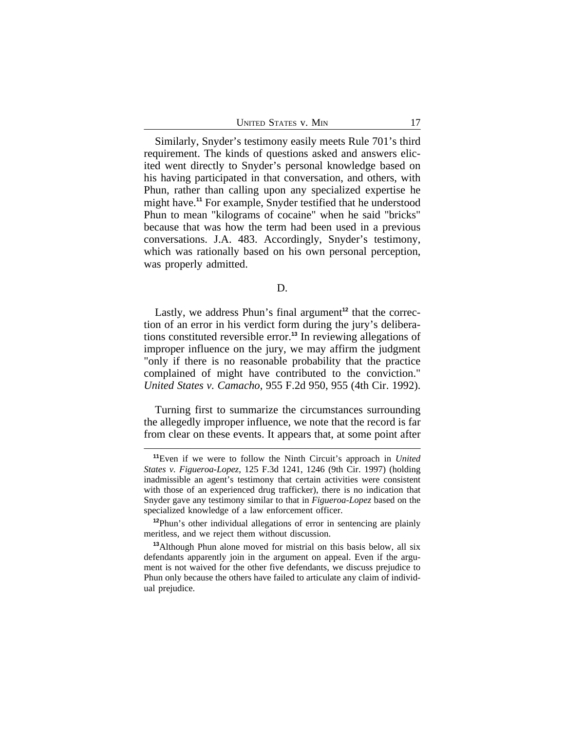Similarly, Snyder's testimony easily meets Rule 701's third requirement. The kinds of questions asked and answers elicited went directly to Snyder's personal knowledge based on his having participated in that conversation, and others, with Phun, rather than calling upon any specialized expertise he might have.[11] For example, Snyder testified that he understood Phun to mean "kilograms of cocaine" when he said "bricks" because that was how the term had been used in a previous conversations. J.A. 483. Accordingly, Snyder's testimony, which was rationally based on his own personal perception, was properly admitted.

D.

Lastly, we address Phun's final argument[12] that the correction of an error in his verdict form during the jury's deliberations constituted reversible error.[13] In reviewing allegations of improper influence on the jury, we may affirm the judgment "only if there is no reasonable probability that the practice complained of might have contributed to the conviction." *United States v. Camacho*, 955 F.2d 950, 955 (4th Cir. 1992).

Turning first to summarize the circumstances surrounding the allegedly improper influence, we note that the record is far from clear on these events. It appears that, at some point after

---

[11] Even if we were to follow the Ninth Circuit's approach in *United States v. Figueroa-Lopez*, 125 F.3d 1241, 1246 (9th Cir. 1997) (holding inadmissible an agent's testimony that certain activities were consistent with those of an experienced drug trafficker), there is no indication that Snyder gave any testimony similar to that in *Figueroa-Lopez* based on the specialized knowledge of a law enforcement officer.

[12] Phun's other individual allegations of error in sentencing are plainly meritless, and we reject them without discussion.

[13] Although Phun alone moved for mistrial on this basis below, all six defendants apparently join in the argument on appeal. Even if the argument is not waived for the other five defendants, we discuss prejudice to Phun only because the others have failed to articulate any claim of individual prejudice.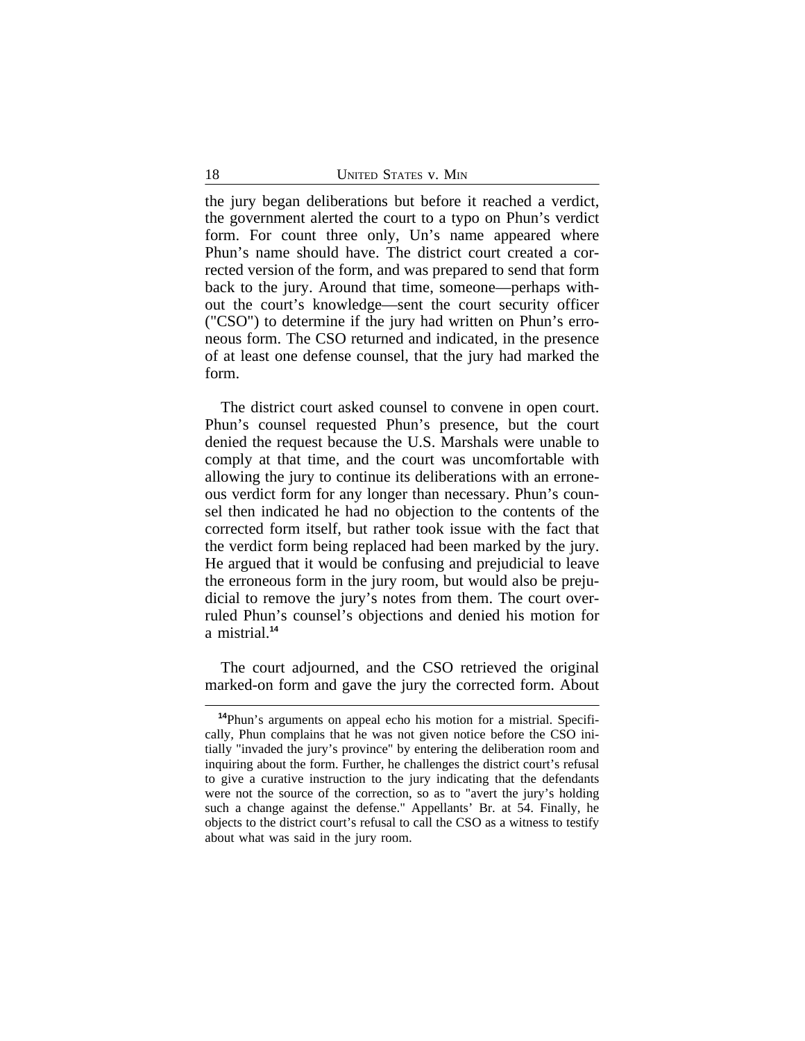the jury began deliberations but before it reached a verdict, the government alerted the court to a typo on Phun's verdict form. For count three only, Un's name appeared where Phun's name should have. The district court created a corrected version of the form, and was prepared to send that form back to the jury. Around that time, someone—perhaps without the court's knowledge—sent the court security officer ("CSO") to determine if the jury had written on Phun's erroneous form. The CSO returned and indicated, in the presence of at least one defense counsel, that the jury had marked the form.

The district court asked counsel to convene in open court. Phun's counsel requested Phun's presence, but the court denied the request because the U.S. Marshals were unable to comply at that time, and the court was uncomfortable with allowing the jury to continue its deliberations with an erroneous verdict form for any longer than necessary. Phun's counsel then indicated he had no objection to the contents of the corrected form itself, but rather took issue with the fact that the verdict form being replaced had been marked by the jury. He argued that it would be confusing and prejudicial to leave the erroneous form in the jury room, but would also be prejudicial to remove the jury's notes from them. The court overruled Phun's counsel's objections and denied his motion for a mistrial.[14]

The court adjourned, and the CSO retrieved the original marked-on form and gave the jury the corrected form. About

[14]Phun's arguments on appeal echo his motion for a mistrial. Specifically, Phun complains that he was not given notice before the CSO initially "invaded the jury's province" by entering the deliberation room and inquiring about the form. Further, he challenges the district court's refusal to give a curative instruction to the jury indicating that the defendants were not the source of the correction, so as to "avert the jury's holding such a change against the defense." Appellants' Br. at 54. Finally, he objects to the district court's refusal to call the CSO as a witness to testify about what was said in the jury room.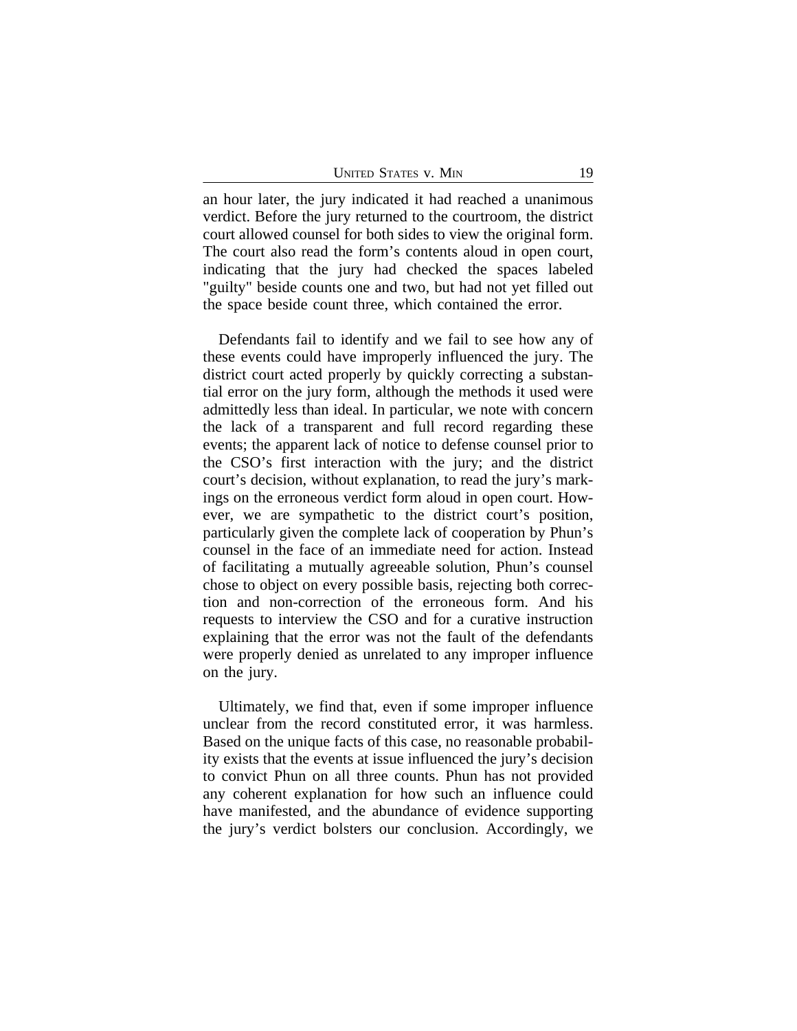an hour later, the jury indicated it had reached a unanimous verdict. Before the jury returned to the courtroom, the district court allowed counsel for both sides to view the original form. The court also read the form's contents aloud in open court, indicating that the jury had checked the spaces labeled "guilty" beside counts one and two, but had not yet filled out the space beside count three, which contained the error.

Defendants fail to identify and we fail to see how any of these events could have improperly influenced the jury. The district court acted properly by quickly correcting a substantial error on the jury form, although the methods it used were admittedly less than ideal. In particular, we note with concern the lack of a transparent and full record regarding these events; the apparent lack of notice to defense counsel prior to the CSO's first interaction with the jury; and the district court's decision, without explanation, to read the jury's markings on the erroneous verdict form aloud in open court. However, we are sympathetic to the district court's position, particularly given the complete lack of cooperation by Phun's counsel in the face of an immediate need for action. Instead of facilitating a mutually agreeable solution, Phun's counsel chose to object on every possible basis, rejecting both correction and non-correction of the erroneous form. And his requests to interview the CSO and for a curative instruction explaining that the error was not the fault of the defendants were properly denied as unrelated to any improper influence on the jury.

Ultimately, we find that, even if some improper influence unclear from the record constituted error, it was harmless. Based on the unique facts of this case, no reasonable probability exists that the events at issue influenced the jury's decision to convict Phun on all three counts. Phun has not provided any coherent explanation for how such an influence could have manifested, and the abundance of evidence supporting the jury's verdict bolsters our conclusion. Accordingly, we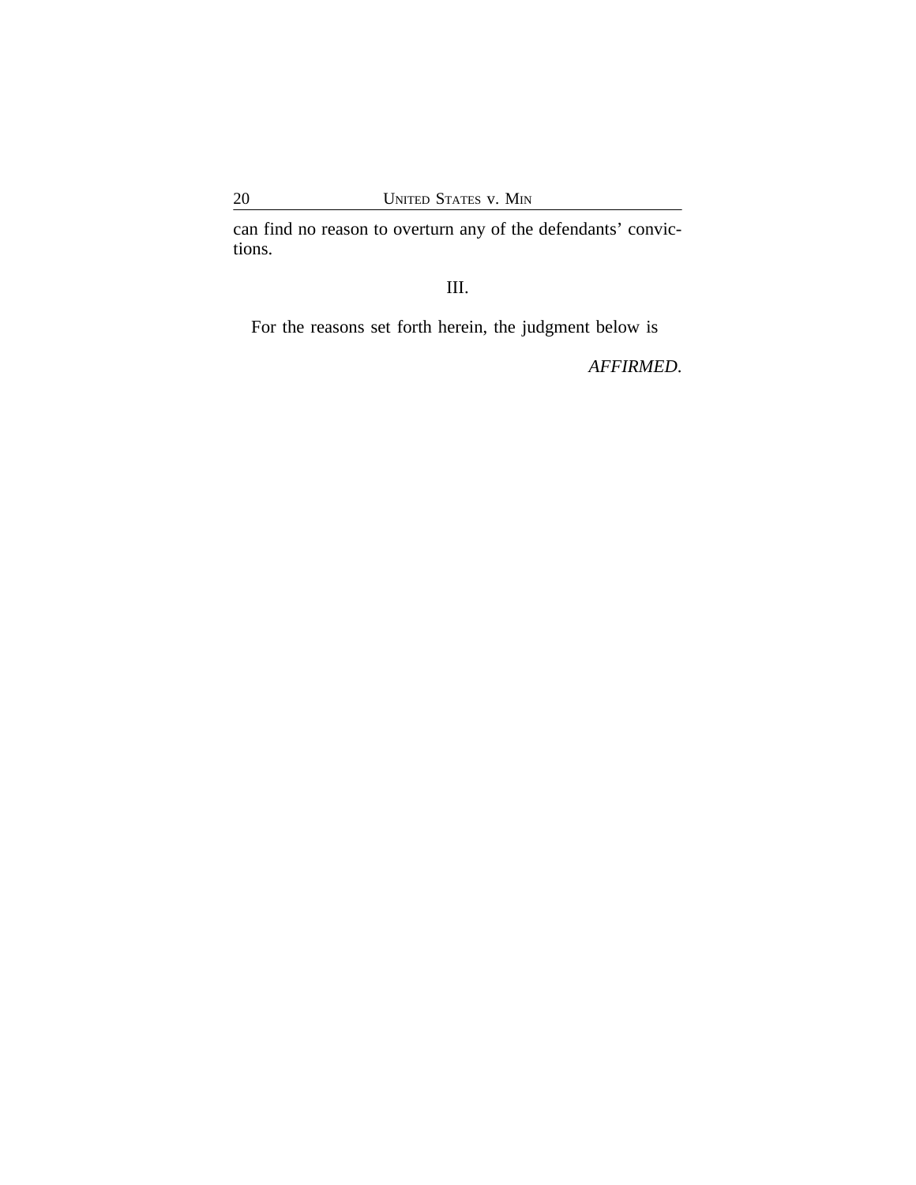can find no reason to overturn any of the defendants' convictions.

## III.

For the reasons set forth herein, the judgment below is

*AFFIRMED*.